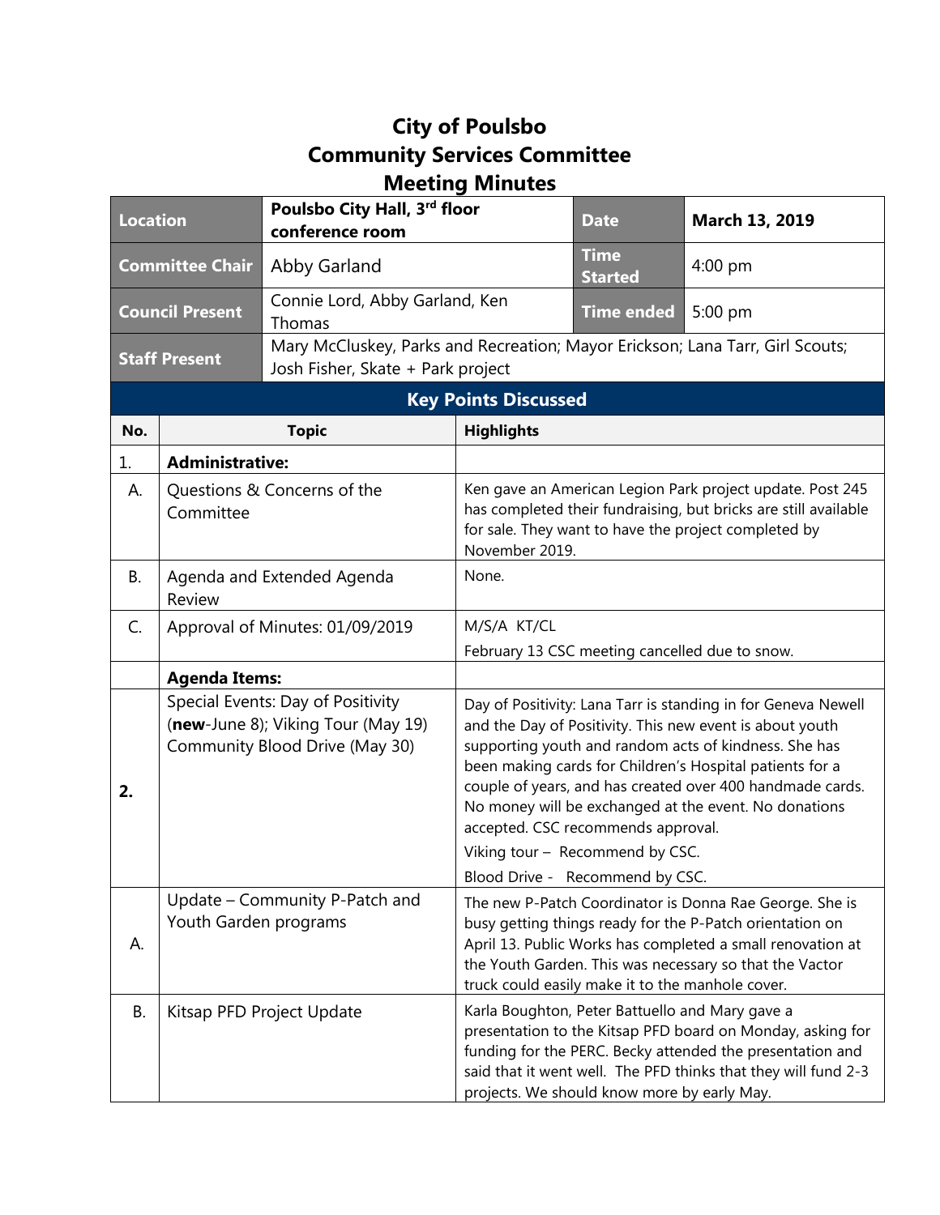# City of Poulsbo
# Community Services Committee
# Meeting Minutes

| Location | Poulsbo City Hall, 3rd floor conference room | Date | March 13, 2019 |
|---|---|---|---|
| Committee Chair | Abby Garland | Time Started | 4:00 pm |
| Council Present | Connie Lord, Abby Garland, Ken Thomas | Time ended | 5:00 pm |
| Staff Present | Mary McCluskey, Parks and Recreation; Mayor Erickson; Lana Tarr, Girl Scouts; Josh Fisher, Skate + Park project | | |

## Key Points Discussed

| No. | Topic | Highlights |
|---|---|---|
| 1. | **Administrative:** | |
| A. | Questions & Concerns of the Committee | Ken gave an American Legion Park project update. Post 245 has completed their fundraising, but bricks are still available for sale. They want to have the project completed by November 2019. |
| B. | Agenda and Extended Agenda Review | None. |
| C. | Approval of Minutes: 01/09/2019 | M/S/A KT/CL<br>February 13 CSC meeting cancelled due to snow. |
| | **Agenda Items:** | |
| **2.** | Special Events: Day of Positivity (**new**-June 8); Viking Tour (May 19) Community Blood Drive (May 30) | Day of Positivity: Lana Tarr is standing in for Geneva Newell and the Day of Positivity. This new event is about youth supporting youth and random acts of kindness. She has been making cards for Children's Hospital patients for a couple of years, and has created over 400 handmade cards. No money will be exchanged at the event. No donations accepted. CSC recommends approval.<br>Viking tour – Recommend by CSC.<br>Blood Drive - Recommend by CSC. |
| A. | Update – Community P-Patch and Youth Garden programs | The new P-Patch Coordinator is Donna Rae George. She is busy getting things ready for the P-Patch orientation on April 13. Public Works has completed a small renovation at the Youth Garden. This was necessary so that the Vactor truck could easily make it to the manhole cover. |
| B. | Kitsap PFD Project Update | Karla Boughton, Peter Battuello and Mary gave a presentation to the Kitsap PFD board on Monday, asking for funding for the PERC. Becky attended the presentation and said that it went well. The PFD thinks that they will fund 2-3 projects. We should know more by early May. |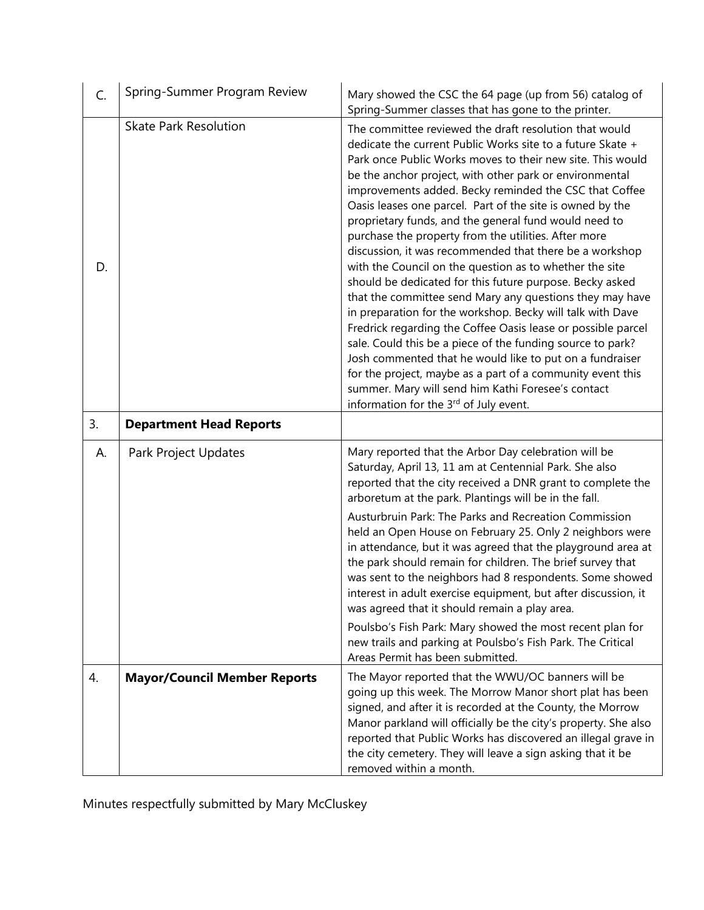| | | |
|---|---|---|
| C. | Spring-Summer Program Review | Mary showed the CSC the 64 page (up from 56) catalog of Spring-Summer classes that has gone to the printer. |
| D. | Skate Park Resolution | The committee reviewed the draft resolution that would dedicate the current Public Works site to a future Skate + Park once Public Works moves to their new site. This would be the anchor project, with other park or environmental improvements added. Becky reminded the CSC that Coffee Oasis leases one parcel. Part of the site is owned by the proprietary funds, and the general fund would need to purchase the property from the utilities. After more discussion, it was recommended that there be a workshop with the Council on the question as to whether the site should be dedicated for this future purpose. Becky asked that the committee send Mary any questions they may have in preparation for the workshop. Becky will talk with Dave Fredrick regarding the Coffee Oasis lease or possible parcel sale. Could this be a piece of the funding source to park? Josh commented that he would like to put on a fundraiser for the project, maybe as a part of a community event this summer. Mary will send him Kathi Foresee's contact information for the 3rd of July event. |
| 3. | **Department Head Reports** | |
| A. | Park Project Updates | Mary reported that the Arbor Day celebration will be Saturday, April 13, 11 am at Centennial Park. She also reported that the city received a DNR grant to complete the arboretum at the park. Plantings will be in the fall.<br><br>Austurbruin Park: The Parks and Recreation Commission held an Open House on February 25. Only 2 neighbors were in attendance, but it was agreed that the playground area at the park should remain for children. The brief survey that was sent to the neighbors had 8 respondents. Some showed interest in adult exercise equipment, but after discussion, it was agreed that it should remain a play area.<br><br>Poulsbo's Fish Park: Mary showed the most recent plan for new trails and parking at Poulsbo's Fish Park. The Critical Areas Permit has been submitted. |
| 4. | **Mayor/Council Member Reports** | The Mayor reported that the WWU/OC banners will be going up this week. The Morrow Manor short plat has been signed, and after it is recorded at the County, the Morrow Manor parkland will officially be the city's property. She also reported that Public Works has discovered an illegal grave in the city cemetery. They will leave a sign asking that it be removed within a month. |

Minutes respectfully submitted by Mary McCluskey